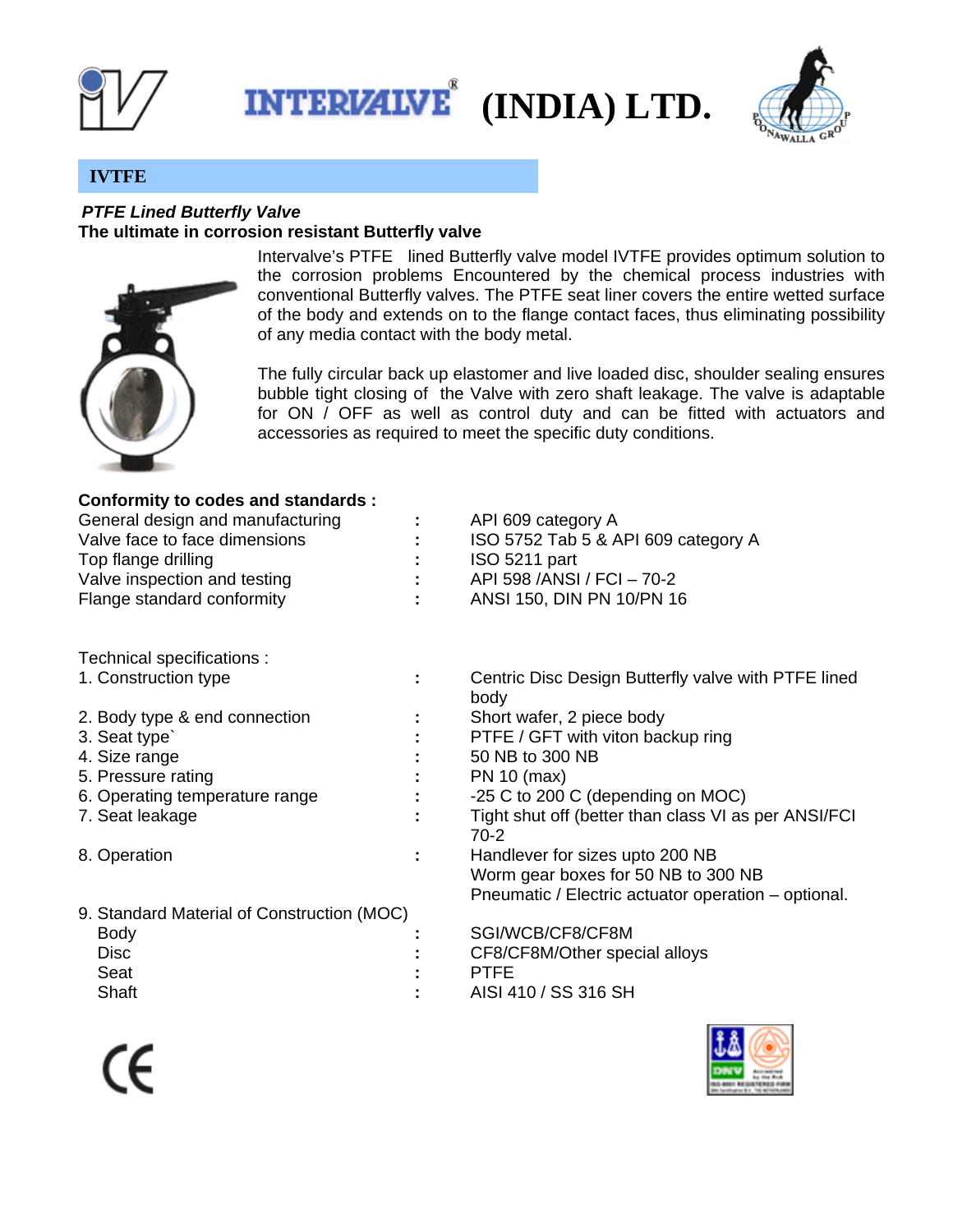# INTERVALVE® (INDIA) LTD.

## IVTFE

***PTFE Lined Butterfly Valve***

**The ultimate in corrosion resistant Butterfly valve**

Intervalve's PTFE lined Butterfly valve model IVTFE provides optimum solution to the corrosion problems Encountered by the chemical process industries with conventional Butterfly valves. The PTFE seat liner covers the entire wetted surface of the body and extends on to the flange contact faces, thus eliminating possibility of any media contact with the body metal.

The fully circular back up elastomer and live loaded disc, shoulder sealing ensures bubble tight closing of the Valve with zero shaft leakage. The valve is adaptable for ON / OFF as well as control duty and can be fitted with actuators and accessories as required to meet the specific duty conditions.

**Conformity to codes and standards :**

| | | |
|---|---|---|
| General design and manufacturing | : | API 609 category A |
| Valve face to face dimensions | : | ISO 5752 Tab 5 & API 609 category A |
| Top flange drilling | : | ISO 5211 part |
| Valve inspection and testing | : | API 598 /ANSI / FCI – 70-2 |
| Flange standard conformity | : | ANSI 150, DIN PN 10/PN 16 |

Technical specifications :

| | | |
|---|---|---|
| 1. Construction type | : | Centric Disc Design Butterfly valve with PTFE lined body |
| 2. Body type & end connection | : | Short wafer, 2 piece body |
| 3. Seat type` | : | PTFE / GFT with viton backup ring |
| 4. Size range | : | 50 NB to 300 NB |
| 5. Pressure rating | : | PN 10 (max) |
| 6. Operating temperature range | : | -25 C to 200 C (depending on MOC) |
| 7. Seat leakage | : | Tight shut off (better than class VI as per ANSI/FCI 70-2 |
| 8. Operation | : | Handlever for sizes upto 200 NB<br>Worm gear boxes for 50 NB to 300 NB<br>Pneumatic / Electric actuator operation – optional. |
| 9. Standard Material of Construction (MOC) | | |
| Body | : | SGI/WCB/CF8/CF8M |
| Disc | : | CF8/CF8M/Other special alloys |
| Seat | : | PTFE |
| Shaft | : | AISI 410 / SS 316 SH |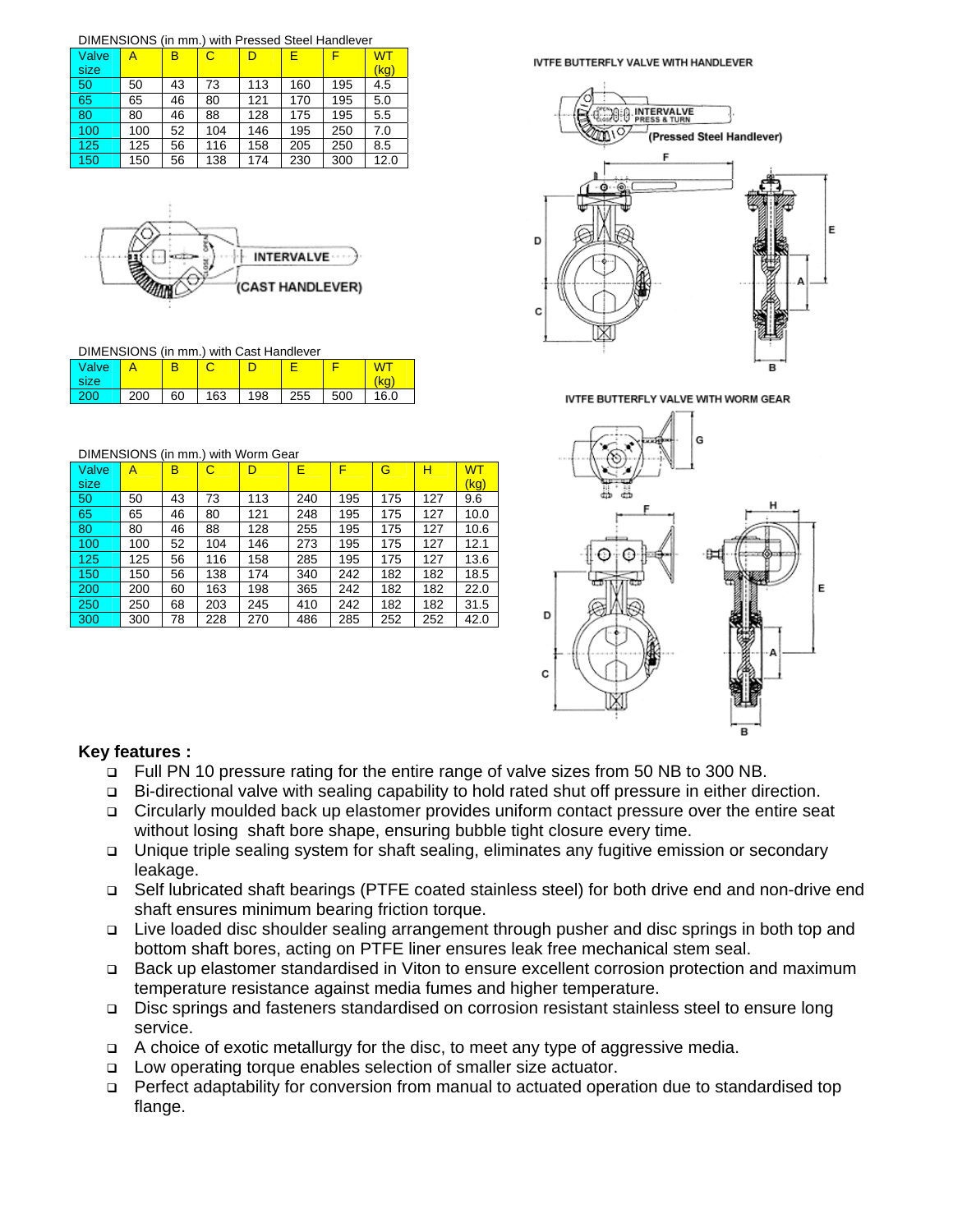DIMENSIONS (in mm.) with Pressed Steel Handlever

| Valve size | A | B | C | D | E | F | WT (kg) |
|---|---|---|---|---|---|---|---|
| 50 | 50 | 43 | 73 | 113 | 160 | 195 | 4.5 |
| 65 | 65 | 46 | 80 | 121 | 170 | 195 | 5.0 |
| 80 | 80 | 46 | 88 | 128 | 175 | 195 | 5.5 |
| 100 | 100 | 52 | 104 | 146 | 195 | 250 | 7.0 |
| 125 | 125 | 56 | 116 | 158 | 205 | 250 | 8.5 |
| 150 | 150 | 56 | 138 | 174 | 230 | 300 | 12.0 |

IVTFE BUTTERFLY VALVE WITH HANDLEVER

INTERVALVE PRESS & TURN

(Pressed Steel Handlever)

INTERVALVE

(CAST HANDLEVER)

DIMENSIONS (in mm.) with Cast Handlever

| Valve size | A | B | C | D | E | F | WT (kg) |
|---|---|---|---|---|---|---|---|
| 200 | 200 | 60 | 163 | 198 | 255 | 500 | 16.0 |

IVTFE BUTTERFLY VALVE WITH WORM GEAR

DIMENSIONS (in mm.) with Worm Gear

| Valve size | A | B | C | D | E | F | G | H | WT (kg) |
|---|---|---|---|---|---|---|---|---|---|
| 50 | 50 | 43 | 73 | 113 | 240 | 195 | 175 | 127 | 9.6 |
| 65 | 65 | 46 | 80 | 121 | 248 | 195 | 175 | 127 | 10.0 |
| 80 | 80 | 46 | 88 | 128 | 255 | 195 | 175 | 127 | 10.6 |
| 100 | 100 | 52 | 104 | 146 | 273 | 195 | 175 | 127 | 12.1 |
| 125 | 125 | 56 | 116 | 158 | 285 | 195 | 175 | 127 | 13.6 |
| 150 | 150 | 56 | 138 | 174 | 340 | 242 | 182 | 182 | 18.5 |
| 200 | 200 | 60 | 163 | 198 | 365 | 242 | 182 | 182 | 22.0 |
| 250 | 250 | 68 | 203 | 245 | 410 | 242 | 182 | 182 | 31.5 |
| 300 | 300 | 78 | 228 | 270 | 486 | 285 | 252 | 252 | 42.0 |

**Key features :**

- Full PN 10 pressure rating for the entire range of valve sizes from 50 NB to 300 NB.
- Bi-directional valve with sealing capability to hold rated shut off pressure in either direction.
- Circularly moulded back up elastomer provides uniform contact pressure over the entire seat without losing shaft bore shape, ensuring bubble tight closure every time.
- Unique triple sealing system for shaft sealing, eliminates any fugitive emission or secondary leakage.
- Self lubricated shaft bearings (PTFE coated stainless steel) for both drive end and non-drive end shaft ensures minimum bearing friction torque.
- Live loaded disc shoulder sealing arrangement through pusher and disc springs in both top and bottom shaft bores, acting on PTFE liner ensures leak free mechanical stem seal.
- Back up elastomer standardised in Viton to ensure excellent corrosion protection and maximum temperature resistance against media fumes and higher temperature.
- Disc springs and fasteners standardised on corrosion resistant stainless steel to ensure long service.
- A choice of exotic metallurgy for the disc, to meet any type of aggressive media.
- Low operating torque enables selection of smaller size actuator.
- Perfect adaptability for conversion from manual to actuated operation due to standardised top flange.